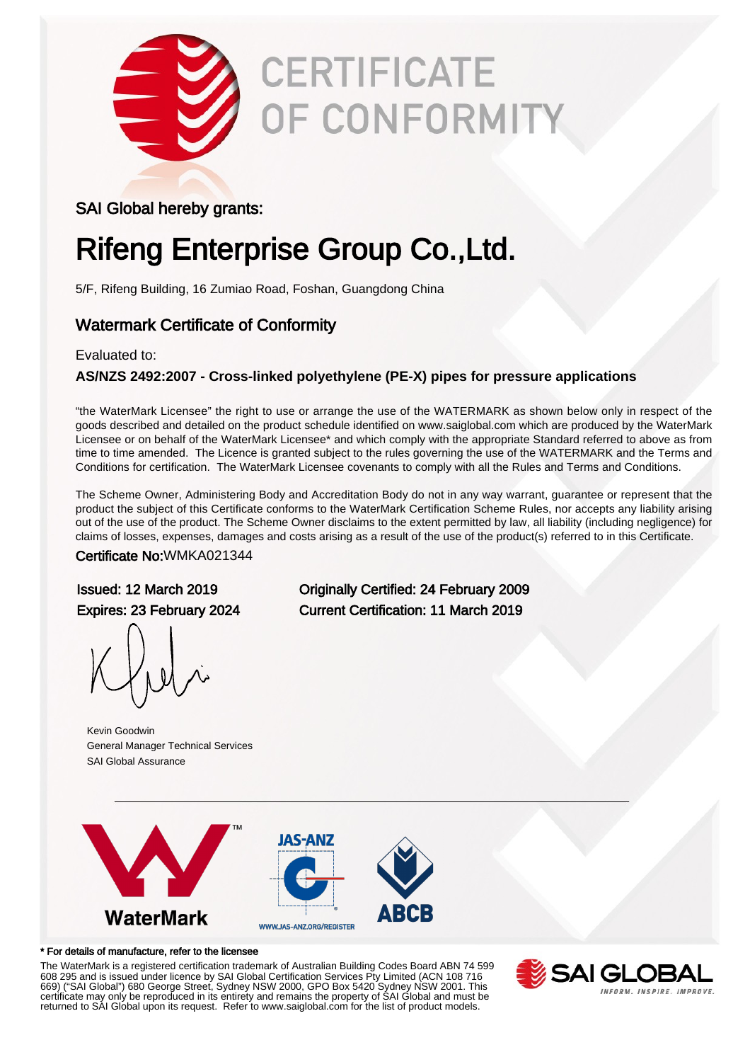# CERTIFICATE OF CONFORMITY

SAI Global hereby grants:

# Rifeng Enterprise Group Co.,Ltd.

5/F, Rifeng Building, 16 Zumiao Road, Foshan, Guangdong China

## Watermark Certificate of Conformity

Evaluated to:

**AS/NZS 2492:2007 - Cross-linked polyethylene (PE-X) pipes for pressure applications**

"the WaterMark Licensee" the right to use or arrange the use of the WATERMARK as shown below only in respect of the goods described and detailed on the product schedule identified on www.saiglobal.com which are produced by the WaterMark Licensee or on behalf of the WaterMark Licensee* and which comply with the appropriate Standard referred to above as from time to time amended. The Licence is granted subject to the rules governing the use of the WATERMARK and the Terms and Conditions for certification. The WaterMark Licensee covenants to comply with all the Rules and Terms and Conditions.

The Scheme Owner, Administering Body and Accreditation Body do not in any way warrant, guarantee or represent that the product the subject of this Certificate conforms to the WaterMark Certification Scheme Rules, nor accepts any liability arising out of the use of the product. The Scheme Owner disclaims to the extent permitted by law, all liability (including negligence) for claims of losses, expenses, damages and costs arising as a result of the use of the product(s) referred to in this Certificate.

Certificate No:WMKA021344

Issued: 12 March 2019

Expires: 23 February 2024

Originally Certified: 24 February 2009

Current Certification: 11 March 2019

Kevin Goodwin
General Manager Technical Services
SAI Global Assurance

WaterMark™

JAS-ANZ

WWW.JAS-ANZ.ORG/REGISTER

ABCB

\* For details of manufacture, refer to the licensee

The WaterMark is a registered certification trademark of Australian Building Codes Board ABN 74 599 608 295 and is issued under licence by SAI Global Certification Services Pty Limited (ACN 108 716 669) ("SAI Global") 680 George Street, Sydney NSW 2000, GPO Box 5420 Sydney NSW 2001. This certificate may only be reproduced in its entirety and remains the property of SAI Global and must be returned to SAI Global upon its request. Refer to www.saiglobal.com for the list of product models.

SAI GLOBAL
INFORM. INSPIRE. IMPROVE.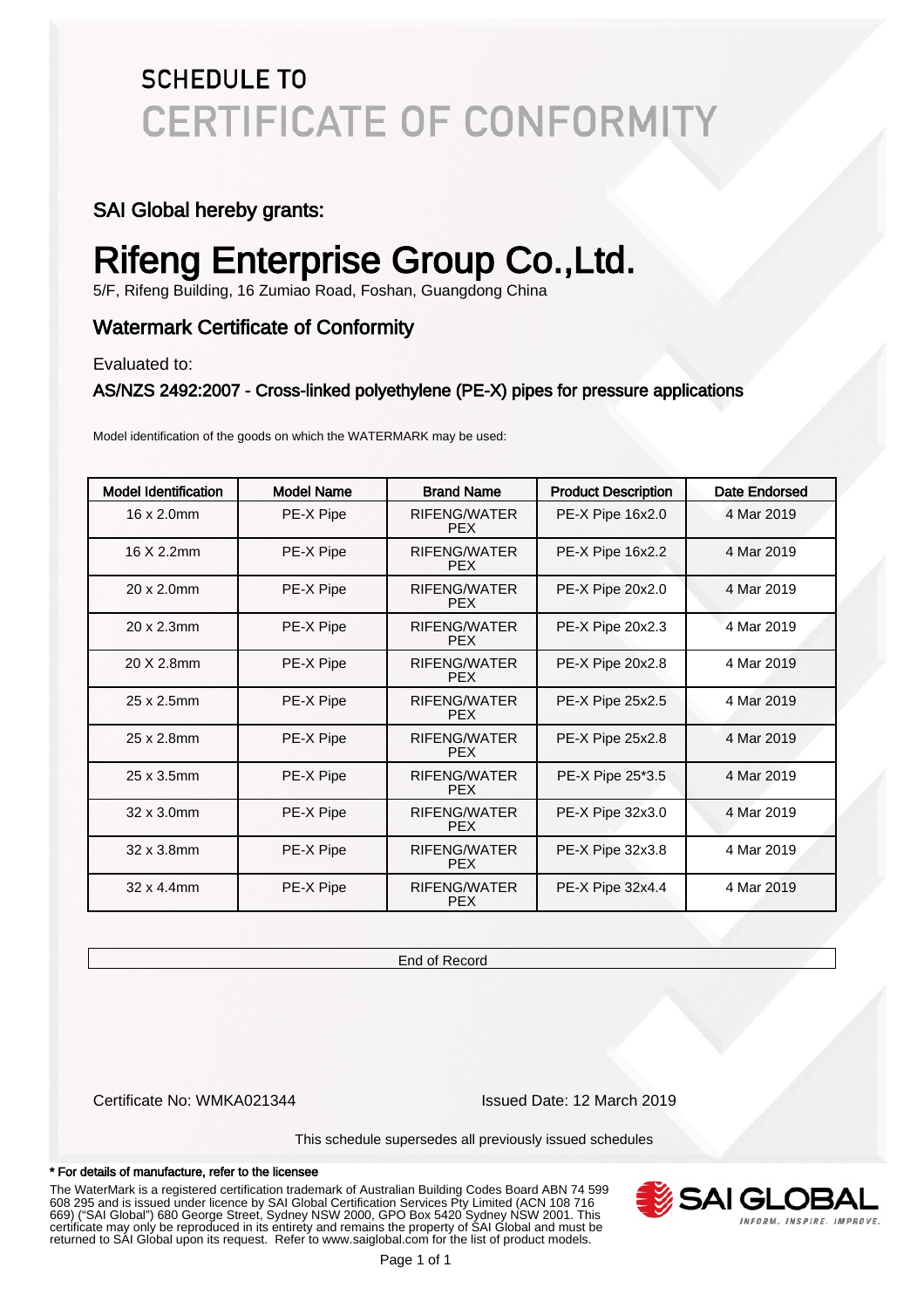# SCHEDULE TO
# CERTIFICATE OF CONFORMITY

## SAI Global hereby grants:

# Rifeng Enterprise Group Co.,Ltd.

5/F, Rifeng Building, 16 Zumiao Road, Foshan, Guangdong China

## Watermark Certificate of Conformity

Evaluated to:

### AS/NZS 2492:2007 - Cross-linked polyethylene (PE-X) pipes for pressure applications

Model identification of the goods on which the WATERMARK may be used:

| Model Identification | Model Name | Brand Name | Product Description | Date Endorsed |
|---|---|---|---|---|
| 16 x 2.0mm | PE-X Pipe | RIFENG/WATER PEX | PE-X Pipe 16x2.0 | 4 Mar 2019 |
| 16 X 2.2mm | PE-X Pipe | RIFENG/WATER PEX | PE-X Pipe 16x2.2 | 4 Mar 2019 |
| 20 x 2.0mm | PE-X Pipe | RIFENG/WATER PEX | PE-X Pipe 20x2.0 | 4 Mar 2019 |
| 20 x 2.3mm | PE-X Pipe | RIFENG/WATER PEX | PE-X Pipe 20x2.3 | 4 Mar 2019 |
| 20 X 2.8mm | PE-X Pipe | RIFENG/WATER PEX | PE-X Pipe 20x2.8 | 4 Mar 2019 |
| 25 x 2.5mm | PE-X Pipe | RIFENG/WATER PEX | PE-X Pipe 25x2.5 | 4 Mar 2019 |
| 25 x 2.8mm | PE-X Pipe | RIFENG/WATER PEX | PE-X Pipe 25x2.8 | 4 Mar 2019 |
| 25 x 3.5mm | PE-X Pipe | RIFENG/WATER PEX | PE-X Pipe 25*3.5 | 4 Mar 2019 |
| 32 x 3.0mm | PE-X Pipe | RIFENG/WATER PEX | PE-X Pipe 32x3.0 | 4 Mar 2019 |
| 32 x 3.8mm | PE-X Pipe | RIFENG/WATER PEX | PE-X Pipe 32x3.8 | 4 Mar 2019 |
| 32 x 4.4mm | PE-X Pipe | RIFENG/WATER PEX | PE-X Pipe 32x4.4 | 4 Mar 2019 |

End of Record

Certificate No: WMKA021344

Issued Date: 12 March 2019

This schedule supersedes all previously issued schedules

**\* For details of manufacture, refer to the licensee**

The WaterMark is a registered certification trademark of Australian Building Codes Board ABN 74 599 608 295 and is issued under licence by SAI Global Certification Services Pty Limited (ACN 108 716 669) ("SAI Global") 680 George Street, Sydney NSW 2000, GPO Box 5420 Sydney NSW 2001. This certificate may only be reproduced in its entirety and remains the property of SAI Global and must be returned to SAI Global upon its request. Refer to www.saiglobal.com for the list of product models.

SAI GLOBAL
INFORM. INSPIRE. IMPROVE.